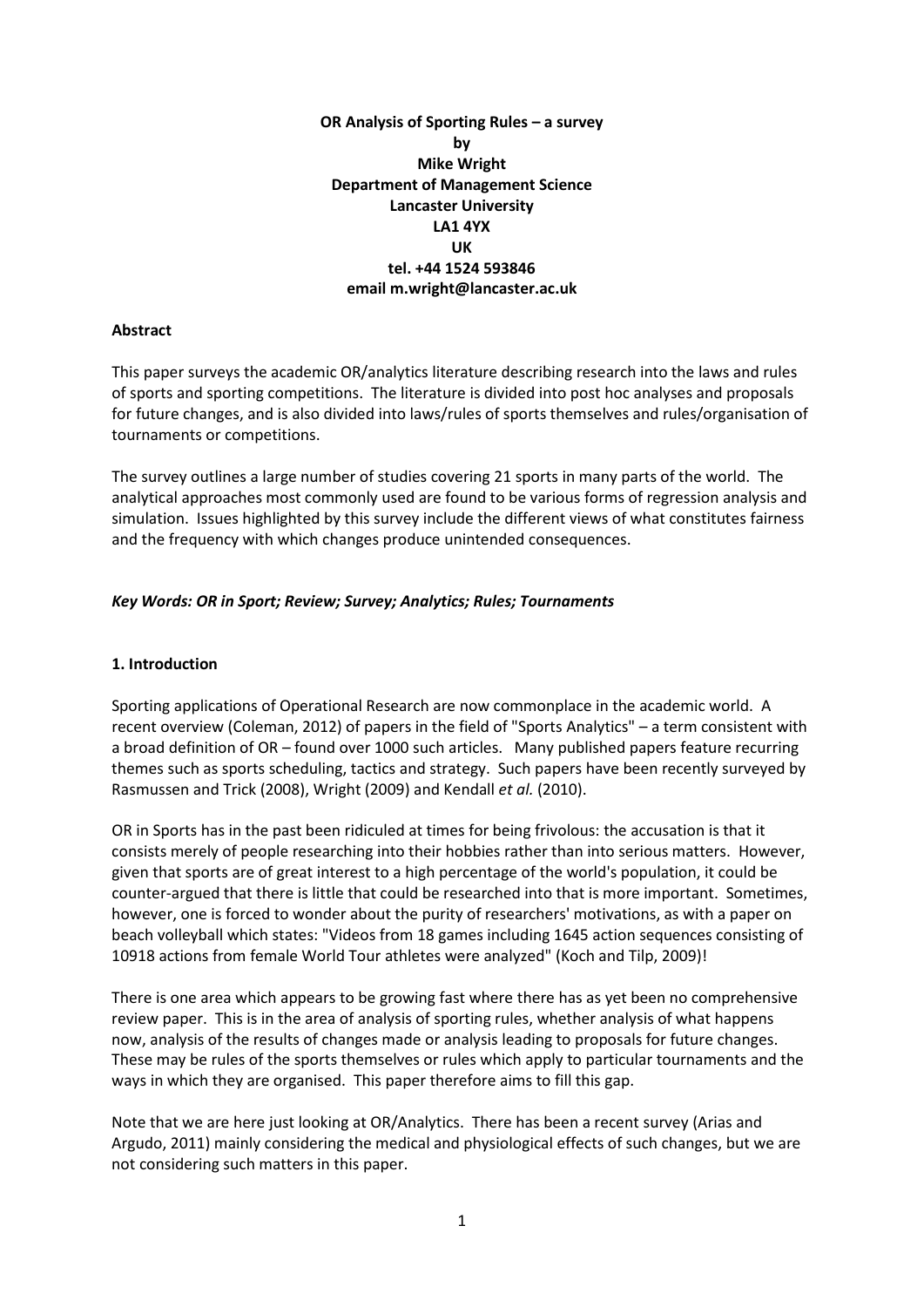**OR Analysis of Sporting Rules – a survey**
**by**
**Mike Wright**
**Department of Management Science**
**Lancaster University**
**LA1 4YX**
**UK**
**tel. +44 1524 593846**
**email m.wright@lancaster.ac.uk**

**Abstract**

This paper surveys the academic OR/analytics literature describing research into the laws and rules of sports and sporting competitions. The literature is divided into post hoc analyses and proposals for future changes, and is also divided into laws/rules of sports themselves and rules/organisation of tournaments or competitions.

The survey outlines a large number of studies covering 21 sports in many parts of the world. The analytical approaches most commonly used are found to be various forms of regression analysis and simulation. Issues highlighted by this survey include the different views of what constitutes fairness and the frequency with which changes produce unintended consequences.

***Key Words: OR in Sport; Review; Survey; Analytics; Rules; Tournaments***

## 1. Introduction

Sporting applications of Operational Research are now commonplace in the academic world. A recent overview (Coleman, 2012) of papers in the field of "Sports Analytics" – a term consistent with a broad definition of OR – found over 1000 such articles. Many published papers feature recurring themes such as sports scheduling, tactics and strategy. Such papers have been recently surveyed by Rasmussen and Trick (2008), Wright (2009) and Kendall *et al.* (2010).

OR in Sports has in the past been ridiculed at times for being frivolous: the accusation is that it consists merely of people researching into their hobbies rather than into serious matters. However, given that sports are of great interest to a high percentage of the world's population, it could be counter-argued that there is little that could be researched into that is more important. Sometimes, however, one is forced to wonder about the purity of researchers' motivations, as with a paper on beach volleyball which states: "Videos from 18 games including 1645 action sequences consisting of 10918 actions from female World Tour athletes were analyzed" (Koch and Tilp, 2009)!

There is one area which appears to be growing fast where there has as yet been no comprehensive review paper. This is in the area of analysis of sporting rules, whether analysis of what happens now, analysis of the results of changes made or analysis leading to proposals for future changes. These may be rules of the sports themselves or rules which apply to particular tournaments and the ways in which they are organised. This paper therefore aims to fill this gap.

Note that we are here just looking at OR/Analytics. There has been a recent survey (Arias and Argudo, 2011) mainly considering the medical and physiological effects of such changes, but we are not considering such matters in this paper.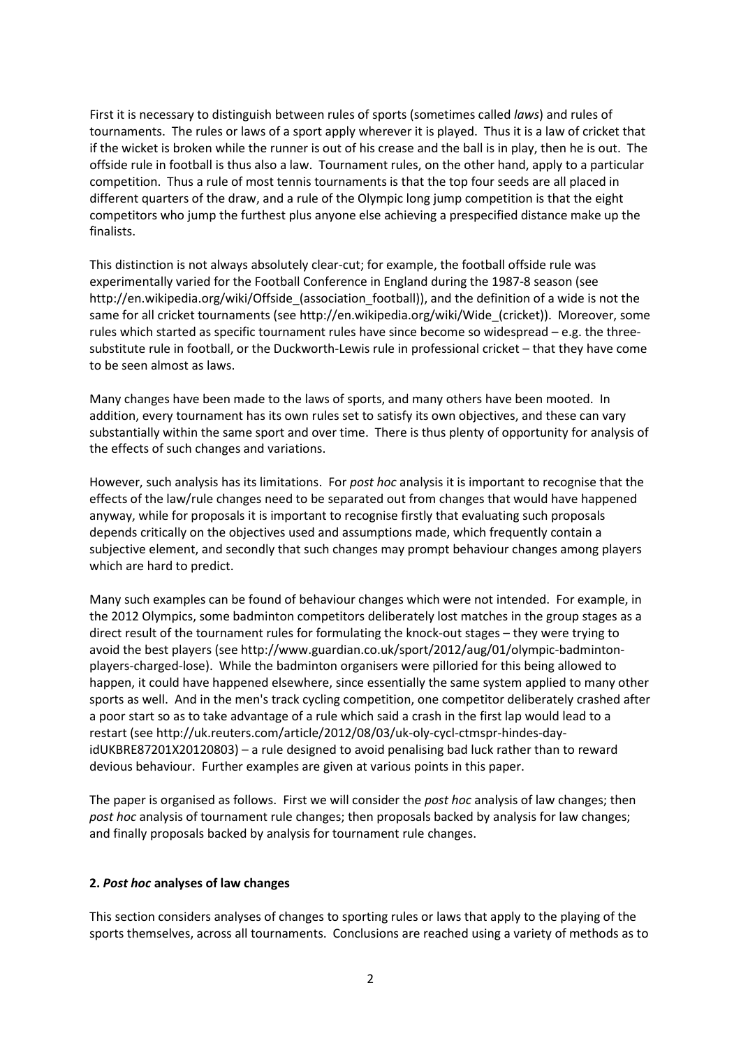First it is necessary to distinguish between rules of sports (sometimes called *laws*) and rules of tournaments. The rules or laws of a sport apply wherever it is played. Thus it is a law of cricket that if the wicket is broken while the runner is out of his crease and the ball is in play, then he is out. The offside rule in football is thus also a law. Tournament rules, on the other hand, apply to a particular competition. Thus a rule of most tennis tournaments is that the top four seeds are all placed in different quarters of the draw, and a rule of the Olympic long jump competition is that the eight competitors who jump the furthest plus anyone else achieving a prespecified distance make up the finalists.

This distinction is not always absolutely clear-cut; for example, the football offside rule was experimentally varied for the Football Conference in England during the 1987-8 season (see http://en.wikipedia.org/wiki/Offside_(association_football)), and the definition of a wide is not the same for all cricket tournaments (see http://en.wikipedia.org/wiki/Wide_(cricket)). Moreover, some rules which started as specific tournament rules have since become so widespread – e.g. the three-substitute rule in football, or the Duckworth-Lewis rule in professional cricket – that they have come to be seen almost as laws.

Many changes have been made to the laws of sports, and many others have been mooted. In addition, every tournament has its own rules set to satisfy its own objectives, and these can vary substantially within the same sport and over time. There is thus plenty of opportunity for analysis of the effects of such changes and variations.

However, such analysis has its limitations. For *post hoc* analysis it is important to recognise that the effects of the law/rule changes need to be separated out from changes that would have happened anyway, while for proposals it is important to recognise firstly that evaluating such proposals depends critically on the objectives used and assumptions made, which frequently contain a subjective element, and secondly that such changes may prompt behaviour changes among players which are hard to predict.

Many such examples can be found of behaviour changes which were not intended. For example, in the 2012 Olympics, some badminton competitors deliberately lost matches in the group stages as a direct result of the tournament rules for formulating the knock-out stages – they were trying to avoid the best players (see http://www.guardian.co.uk/sport/2012/aug/01/olympic-badminton-players-charged-lose). While the badminton organisers were pilloried for this being allowed to happen, it could have happened elsewhere, since essentially the same system applied to many other sports as well. And in the men's track cycling competition, one competitor deliberately crashed after a poor start so as to take advantage of a rule which said a crash in the first lap would lead to a restart (see http://uk.reuters.com/article/2012/08/03/uk-oly-cycl-ctmspr-hindes-day-idUKBRE87201X20120803) – a rule designed to avoid penalising bad luck rather than to reward devious behaviour. Further examples are given at various points in this paper.

The paper is organised as follows. First we will consider the *post hoc* analysis of law changes; then *post hoc* analysis of tournament rule changes; then proposals backed by analysis for law changes; and finally proposals backed by analysis for tournament rule changes.

## 2. *Post hoc* analyses of law changes

This section considers analyses of changes to sporting rules or laws that apply to the playing of the sports themselves, across all tournaments. Conclusions are reached using a variety of methods as to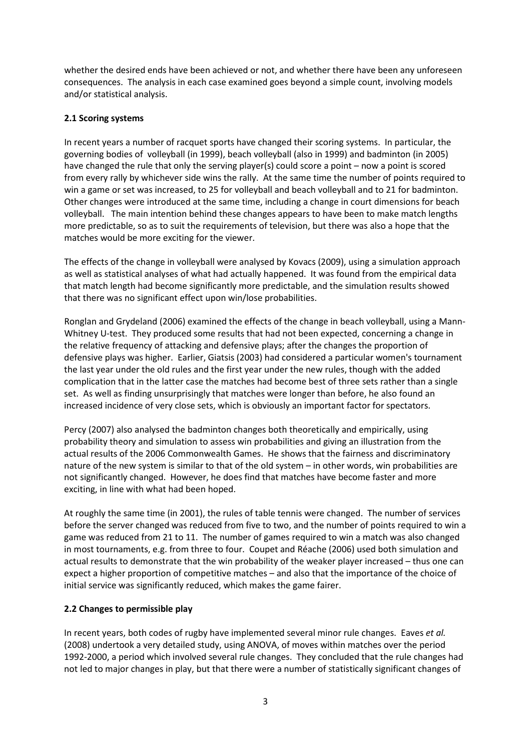whether the desired ends have been achieved or not, and whether there have been any unforeseen consequences. The analysis in each case examined goes beyond a simple count, involving models and/or statistical analysis.

### 2.1 Scoring systems

In recent years a number of racquet sports have changed their scoring systems. In particular, the governing bodies of volleyball (in 1999), beach volleyball (also in 1999) and badminton (in 2005) have changed the rule that only the serving player(s) could score a point – now a point is scored from every rally by whichever side wins the rally. At the same time the number of points required to win a game or set was increased, to 25 for volleyball and beach volleyball and to 21 for badminton. Other changes were introduced at the same time, including a change in court dimensions for beach volleyball. The main intention behind these changes appears to have been to make match lengths more predictable, so as to suit the requirements of television, but there was also a hope that the matches would be more exciting for the viewer.

The effects of the change in volleyball were analysed by Kovacs (2009), using a simulation approach as well as statistical analyses of what had actually happened. It was found from the empirical data that match length had become significantly more predictable, and the simulation results showed that there was no significant effect upon win/lose probabilities.

Ronglan and Grydeland (2006) examined the effects of the change in beach volleyball, using a Mann-Whitney U-test. They produced some results that had not been expected, concerning a change in the relative frequency of attacking and defensive plays; after the changes the proportion of defensive plays was higher. Earlier, Giatsis (2003) had considered a particular women's tournament the last year under the old rules and the first year under the new rules, though with the added complication that in the latter case the matches had become best of three sets rather than a single set. As well as finding unsurprisingly that matches were longer than before, he also found an increased incidence of very close sets, which is obviously an important factor for spectators.

Percy (2007) also analysed the badminton changes both theoretically and empirically, using probability theory and simulation to assess win probabilities and giving an illustration from the actual results of the 2006 Commonwealth Games. He shows that the fairness and discriminatory nature of the new system is similar to that of the old system – in other words, win probabilities are not significantly changed. However, he does find that matches have become faster and more exciting, in line with what had been hoped.

At roughly the same time (in 2001), the rules of table tennis were changed. The number of services before the server changed was reduced from five to two, and the number of points required to win a game was reduced from 21 to 11. The number of games required to win a match was also changed in most tournaments, e.g. from three to four. Coupet and Réache (2006) used both simulation and actual results to demonstrate that the win probability of the weaker player increased – thus one can expect a higher proportion of competitive matches – and also that the importance of the choice of initial service was significantly reduced, which makes the game fairer.

### 2.2 Changes to permissible play

In recent years, both codes of rugby have implemented several minor rule changes. Eaves *et al.* (2008) undertook a very detailed study, using ANOVA, of moves within matches over the period 1992-2000, a period which involved several rule changes. They concluded that the rule changes had not led to major changes in play, but that there were a number of statistically significant changes of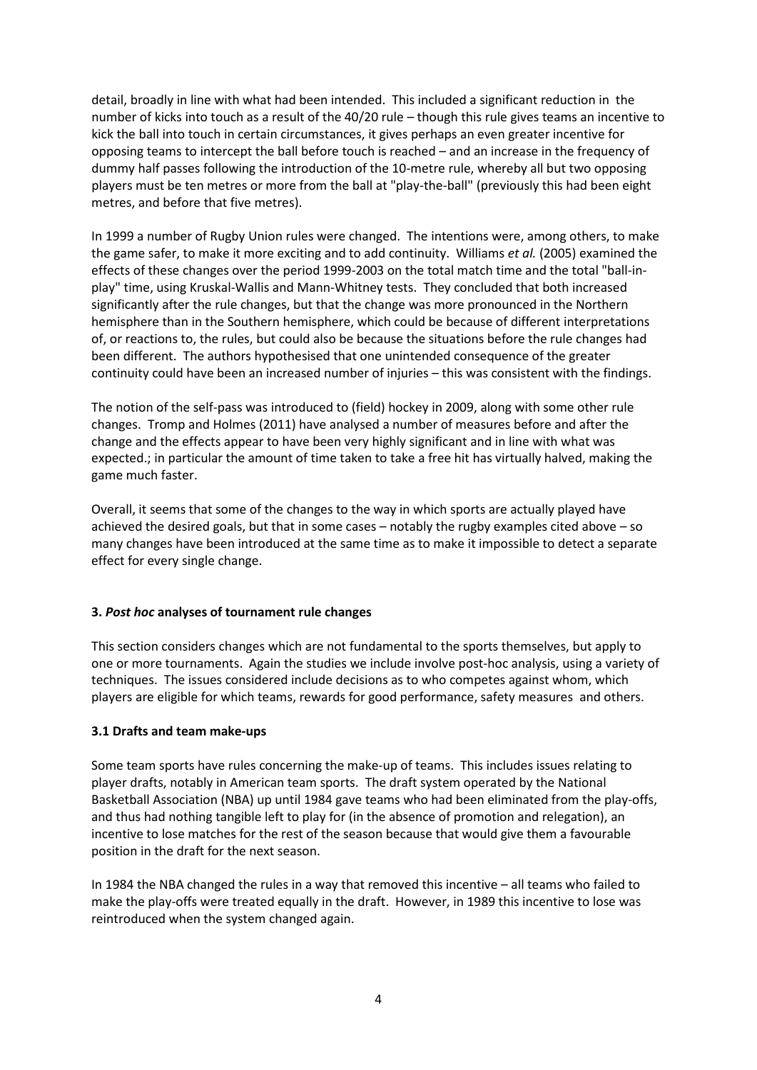detail, broadly in line with what had been intended. This included a significant reduction in the number of kicks into touch as a result of the 40/20 rule – though this rule gives teams an incentive to kick the ball into touch in certain circumstances, it gives perhaps an even greater incentive for opposing teams to intercept the ball before touch is reached – and an increase in the frequency of dummy half passes following the introduction of the 10-metre rule, whereby all but two opposing players must be ten metres or more from the ball at "play-the-ball" (previously this had been eight metres, and before that five metres).

In 1999 a number of Rugby Union rules were changed. The intentions were, among others, to make the game safer, to make it more exciting and to add continuity. Williams *et al.* (2005) examined the effects of these changes over the period 1999-2003 on the total match time and the total "ball-in-play" time, using Kruskal-Wallis and Mann-Whitney tests. They concluded that both increased significantly after the rule changes, but that the change was more pronounced in the Northern hemisphere than in the Southern hemisphere, which could be because of different interpretations of, or reactions to, the rules, but could also be because the situations before the rule changes had been different. The authors hypothesised that one unintended consequence of the greater continuity could have been an increased number of injuries – this was consistent with the findings.

The notion of the self-pass was introduced to (field) hockey in 2009, along with some other rule changes. Tromp and Holmes (2011) have analysed a number of measures before and after the change and the effects appear to have been very highly significant and in line with what was expected.; in particular the amount of time taken to take a free hit has virtually halved, making the game much faster.

Overall, it seems that some of the changes to the way in which sports are actually played have achieved the desired goals, but that in some cases – notably the rugby examples cited above – so many changes have been introduced at the same time as to make it impossible to detect a separate effect for every single change.

## 3. *Post hoc* analyses of tournament rule changes

This section considers changes which are not fundamental to the sports themselves, but apply to one or more tournaments. Again the studies we include involve post-hoc analysis, using a variety of techniques. The issues considered include decisions as to who competes against whom, which players are eligible for which teams, rewards for good performance, safety measures and others.

### 3.1 Drafts and team make-ups

Some team sports have rules concerning the make-up of teams. This includes issues relating to player drafts, notably in American team sports. The draft system operated by the National Basketball Association (NBA) up until 1984 gave teams who had been eliminated from the play-offs, and thus had nothing tangible left to play for (in the absence of promotion and relegation), an incentive to lose matches for the rest of the season because that would give them a favourable position in the draft for the next season.

In 1984 the NBA changed the rules in a way that removed this incentive – all teams who failed to make the play-offs were treated equally in the draft. However, in 1989 this incentive to lose was reintroduced when the system changed again.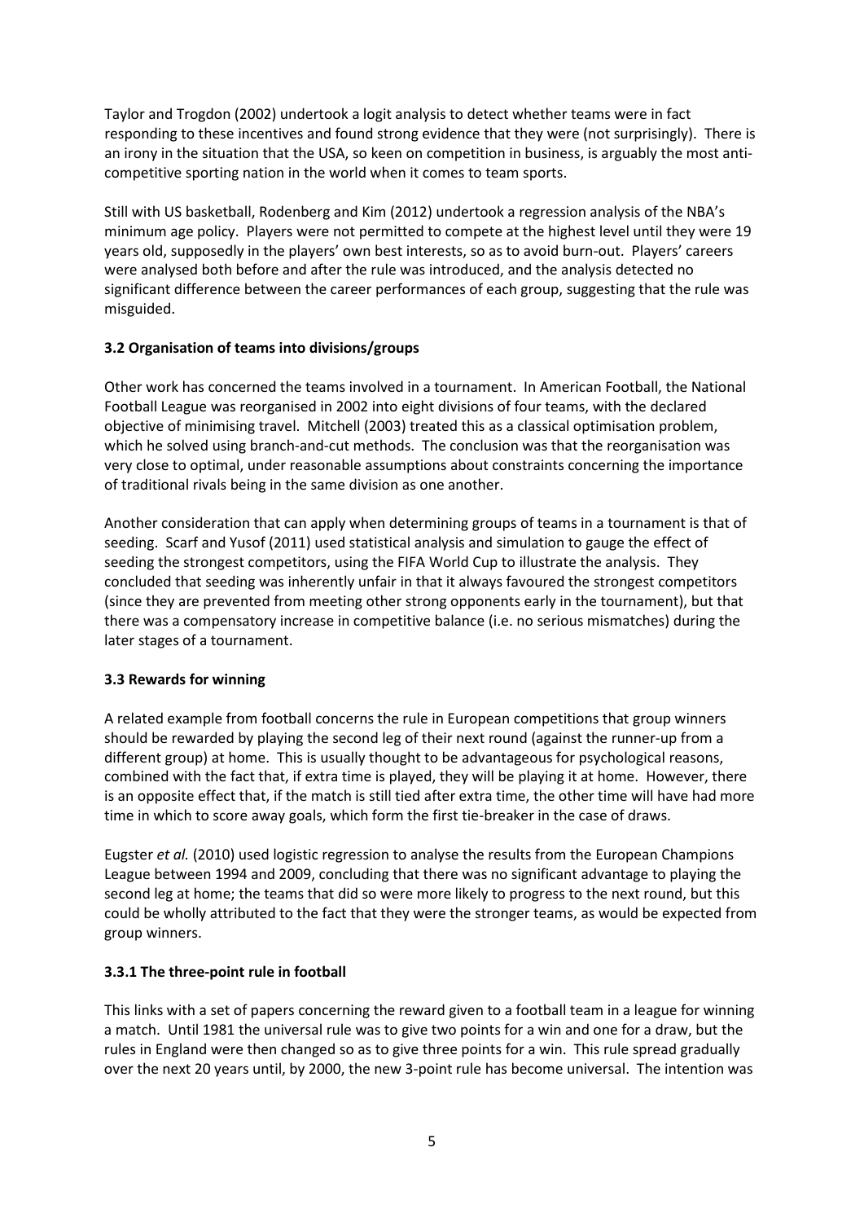Taylor and Trogdon (2002) undertook a logit analysis to detect whether teams were in fact responding to these incentives and found strong evidence that they were (not surprisingly). There is an irony in the situation that the USA, so keen on competition in business, is arguably the most anti-competitive sporting nation in the world when it comes to team sports.

Still with US basketball, Rodenberg and Kim (2012) undertook a regression analysis of the NBA's minimum age policy. Players were not permitted to compete at the highest level until they were 19 years old, supposedly in the players' own best interests, so as to avoid burn-out. Players' careers were analysed both before and after the rule was introduced, and the analysis detected no significant difference between the career performances of each group, suggesting that the rule was misguided.

### 3.2 Organisation of teams into divisions/groups

Other work has concerned the teams involved in a tournament. In American Football, the National Football League was reorganised in 2002 into eight divisions of four teams, with the declared objective of minimising travel. Mitchell (2003) treated this as a classical optimisation problem, which he solved using branch-and-cut methods. The conclusion was that the reorganisation was very close to optimal, under reasonable assumptions about constraints concerning the importance of traditional rivals being in the same division as one another.

Another consideration that can apply when determining groups of teams in a tournament is that of seeding. Scarf and Yusof (2011) used statistical analysis and simulation to gauge the effect of seeding the strongest competitors, using the FIFA World Cup to illustrate the analysis. They concluded that seeding was inherently unfair in that it always favoured the strongest competitors (since they are prevented from meeting other strong opponents early in the tournament), but that there was a compensatory increase in competitive balance (i.e. no serious mismatches) during the later stages of a tournament.

### 3.3 Rewards for winning

A related example from football concerns the rule in European competitions that group winners should be rewarded by playing the second leg of their next round (against the runner-up from a different group) at home. This is usually thought to be advantageous for psychological reasons, combined with the fact that, if extra time is played, they will be playing it at home. However, there is an opposite effect that, if the match is still tied after extra time, the other time will have had more time in which to score away goals, which form the first tie-breaker in the case of draws.

Eugster *et al.* (2010) used logistic regression to analyse the results from the European Champions League between 1994 and 2009, concluding that there was no significant advantage to playing the second leg at home; the teams that did so were more likely to progress to the next round, but this could be wholly attributed to the fact that they were the stronger teams, as would be expected from group winners.

#### 3.3.1 The three-point rule in football

This links with a set of papers concerning the reward given to a football team in a league for winning a match. Until 1981 the universal rule was to give two points for a win and one for a draw, but the rules in England were then changed so as to give three points for a win. This rule spread gradually over the next 20 years until, by 2000, the new 3-point rule has become universal. The intention was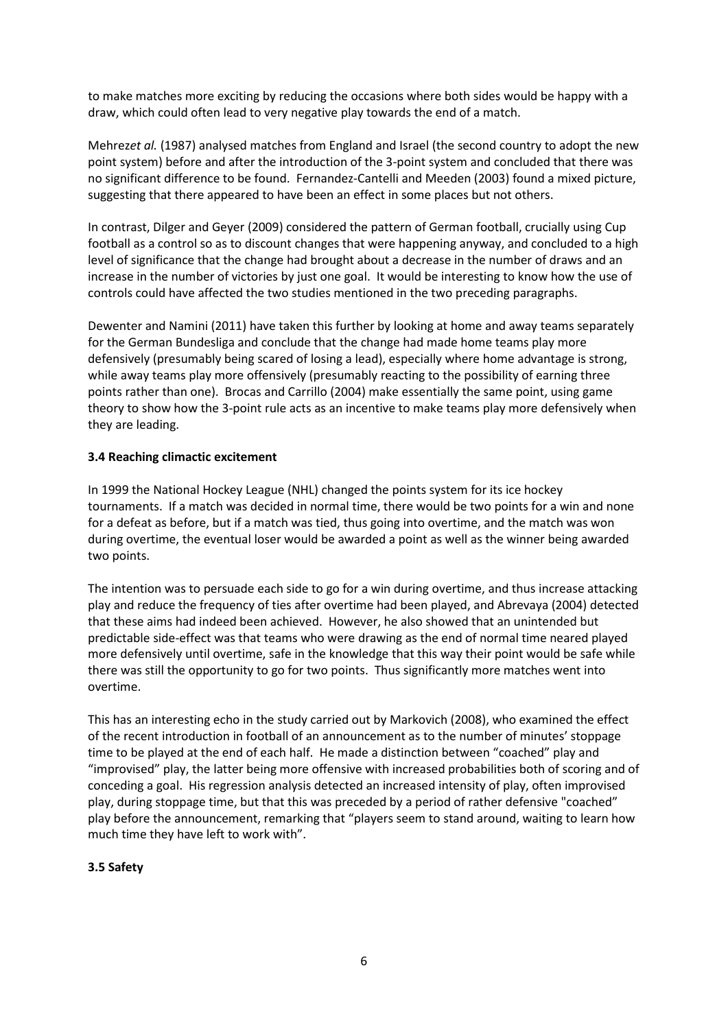to make matches more exciting by reducing the occasions where both sides would be happy with a draw, which could often lead to very negative play towards the end of a match.

Mehrez*et al.* (1987) analysed matches from England and Israel (the second country to adopt the new point system) before and after the introduction of the 3-point system and concluded that there was no significant difference to be found. Fernandez-Cantelli and Meeden (2003) found a mixed picture, suggesting that there appeared to have been an effect in some places but not others.

In contrast, Dilger and Geyer (2009) considered the pattern of German football, crucially using Cup football as a control so as to discount changes that were happening anyway, and concluded to a high level of significance that the change had brought about a decrease in the number of draws and an increase in the number of victories by just one goal. It would be interesting to know how the use of controls could have affected the two studies mentioned in the two preceding paragraphs.

Dewenter and Namini (2011) have taken this further by looking at home and away teams separately for the German Bundesliga and conclude that the change had made home teams play more defensively (presumably being scared of losing a lead), especially where home advantage is strong, while away teams play more offensively (presumably reacting to the possibility of earning three points rather than one). Brocas and Carrillo (2004) make essentially the same point, using game theory to show how the 3-point rule acts as an incentive to make teams play more defensively when they are leading.

### 3.4 Reaching climactic excitement

In 1999 the National Hockey League (NHL) changed the points system for its ice hockey tournaments. If a match was decided in normal time, there would be two points for a win and none for a defeat as before, but if a match was tied, thus going into overtime, and the match was won during overtime, the eventual loser would be awarded a point as well as the winner being awarded two points.

The intention was to persuade each side to go for a win during overtime, and thus increase attacking play and reduce the frequency of ties after overtime had been played, and Abrevaya (2004) detected that these aims had indeed been achieved. However, he also showed that an unintended but predictable side-effect was that teams who were drawing as the end of normal time neared played more defensively until overtime, safe in the knowledge that this way their point would be safe while there was still the opportunity to go for two points. Thus significantly more matches went into overtime.

This has an interesting echo in the study carried out by Markovich (2008), who examined the effect of the recent introduction in football of an announcement as to the number of minutes' stoppage time to be played at the end of each half. He made a distinction between "coached" play and "improvised" play, the latter being more offensive with increased probabilities both of scoring and of conceding a goal. His regression analysis detected an increased intensity of play, often improvised play, during stoppage time, but that this was preceded by a period of rather defensive "coached" play before the announcement, remarking that "players seem to stand around, waiting to learn how much time they have left to work with".

### 3.5 Safety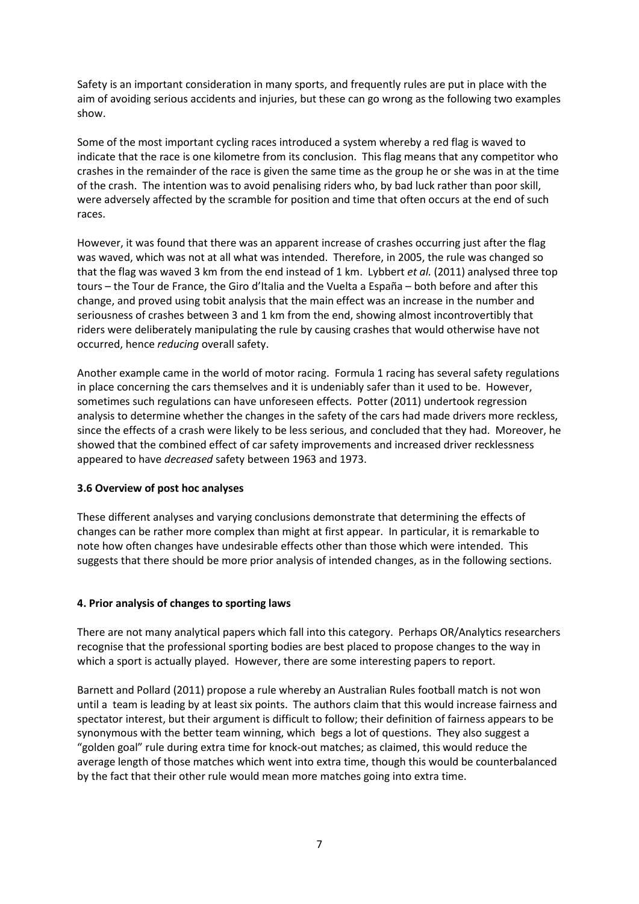Safety is an important consideration in many sports, and frequently rules are put in place with the aim of avoiding serious accidents and injuries, but these can go wrong as the following two examples show.

Some of the most important cycling races introduced a system whereby a red flag is waved to indicate that the race is one kilometre from its conclusion. This flag means that any competitor who crashes in the remainder of the race is given the same time as the group he or she was in at the time of the crash. The intention was to avoid penalising riders who, by bad luck rather than poor skill, were adversely affected by the scramble for position and time that often occurs at the end of such races.

However, it was found that there was an apparent increase of crashes occurring just after the flag was waved, which was not at all what was intended. Therefore, in 2005, the rule was changed so that the flag was waved 3 km from the end instead of 1 km. Lybbert *et al.* (2011) analysed three top tours – the Tour de France, the Giro d'Italia and the Vuelta a España – both before and after this change, and proved using tobit analysis that the main effect was an increase in the number and seriousness of crashes between 3 and 1 km from the end, showing almost incontrovertibly that riders were deliberately manipulating the rule by causing crashes that would otherwise have not occurred, hence *reducing* overall safety.

Another example came in the world of motor racing. Formula 1 racing has several safety regulations in place concerning the cars themselves and it is undeniably safer than it used to be. However, sometimes such regulations can have unforeseen effects. Potter (2011) undertook regression analysis to determine whether the changes in the safety of the cars had made drivers more reckless, since the effects of a crash were likely to be less serious, and concluded that they had. Moreover, he showed that the combined effect of car safety improvements and increased driver recklessness appeared to have *decreased* safety between 1963 and 1973.

### 3.6 Overview of post hoc analyses

These different analyses and varying conclusions demonstrate that determining the effects of changes can be rather more complex than might at first appear. In particular, it is remarkable to note how often changes have undesirable effects other than those which were intended. This suggests that there should be more prior analysis of intended changes, as in the following sections.

## 4. Prior analysis of changes to sporting laws

There are not many analytical papers which fall into this category. Perhaps OR/Analytics researchers recognise that the professional sporting bodies are best placed to propose changes to the way in which a sport is actually played. However, there are some interesting papers to report.

Barnett and Pollard (2011) propose a rule whereby an Australian Rules football match is not won until a team is leading by at least six points. The authors claim that this would increase fairness and spectator interest, but their argument is difficult to follow; their definition of fairness appears to be synonymous with the better team winning, which begs a lot of questions. They also suggest a "golden goal" rule during extra time for knock-out matches; as claimed, this would reduce the average length of those matches which went into extra time, though this would be counterbalanced by the fact that their other rule would mean more matches going into extra time.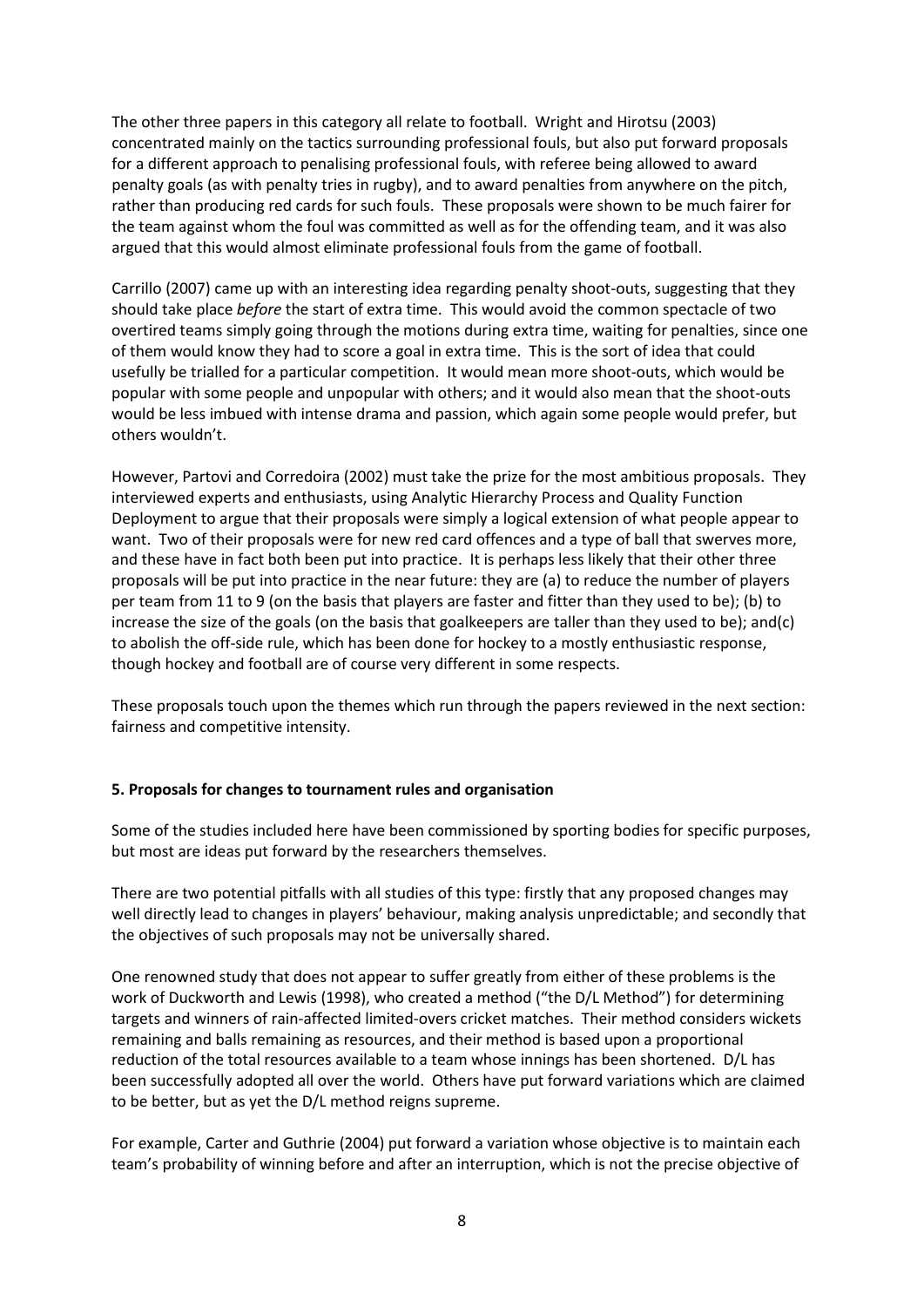The other three papers in this category all relate to football. Wright and Hirotsu (2003) concentrated mainly on the tactics surrounding professional fouls, but also put forward proposals for a different approach to penalising professional fouls, with referee being allowed to award penalty goals (as with penalty tries in rugby), and to award penalties from anywhere on the pitch, rather than producing red cards for such fouls. These proposals were shown to be much fairer for the team against whom the foul was committed as well as for the offending team, and it was also argued that this would almost eliminate professional fouls from the game of football.

Carrillo (2007) came up with an interesting idea regarding penalty shoot-outs, suggesting that they should take place *before* the start of extra time. This would avoid the common spectacle of two overtired teams simply going through the motions during extra time, waiting for penalties, since one of them would know they had to score a goal in extra time. This is the sort of idea that could usefully be trialled for a particular competition. It would mean more shoot-outs, which would be popular with some people and unpopular with others; and it would also mean that the shoot-outs would be less imbued with intense drama and passion, which again some people would prefer, but others wouldn't.

However, Partovi and Corredoira (2002) must take the prize for the most ambitious proposals. They interviewed experts and enthusiasts, using Analytic Hierarchy Process and Quality Function Deployment to argue that their proposals were simply a logical extension of what people appear to want. Two of their proposals were for new red card offences and a type of ball that swerves more, and these have in fact both been put into practice. It is perhaps less likely that their other three proposals will be put into practice in the near future: they are (a) to reduce the number of players per team from 11 to 9 (on the basis that players are faster and fitter than they used to be); (b) to increase the size of the goals (on the basis that goalkeepers are taller than they used to be); and(c) to abolish the off-side rule, which has been done for hockey to a mostly enthusiastic response, though hockey and football are of course very different in some respects.

These proposals touch upon the themes which run through the papers reviewed in the next section: fairness and competitive intensity.

## 5. Proposals for changes to tournament rules and organisation

Some of the studies included here have been commissioned by sporting bodies for specific purposes, but most are ideas put forward by the researchers themselves.

There are two potential pitfalls with all studies of this type: firstly that any proposed changes may well directly lead to changes in players' behaviour, making analysis unpredictable; and secondly that the objectives of such proposals may not be universally shared.

One renowned study that does not appear to suffer greatly from either of these problems is the work of Duckworth and Lewis (1998), who created a method ("the D/L Method") for determining targets and winners of rain-affected limited-overs cricket matches. Their method considers wickets remaining and balls remaining as resources, and their method is based upon a proportional reduction of the total resources available to a team whose innings has been shortened. D/L has been successfully adopted all over the world. Others have put forward variations which are claimed to be better, but as yet the D/L method reigns supreme.

For example, Carter and Guthrie (2004) put forward a variation whose objective is to maintain each team's probability of winning before and after an interruption, which is not the precise objective of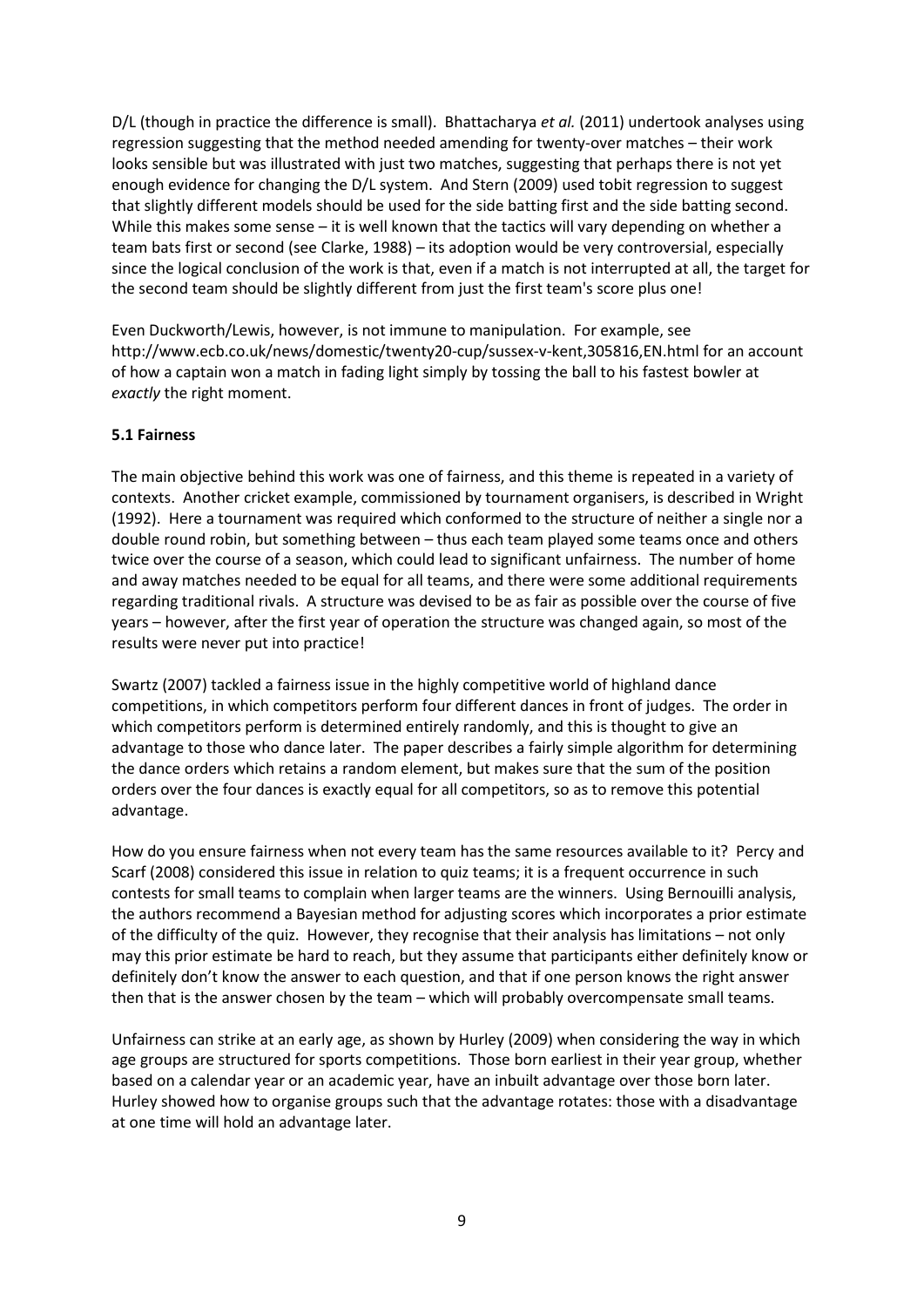D/L (though in practice the difference is small). Bhattacharya *et al.* (2011) undertook analyses using regression suggesting that the method needed amending for twenty-over matches – their work looks sensible but was illustrated with just two matches, suggesting that perhaps there is not yet enough evidence for changing the D/L system. And Stern (2009) used tobit regression to suggest that slightly different models should be used for the side batting first and the side batting second. While this makes some sense – it is well known that the tactics will vary depending on whether a team bats first or second (see Clarke, 1988) – its adoption would be very controversial, especially since the logical conclusion of the work is that, even if a match is not interrupted at all, the target for the second team should be slightly different from just the first team's score plus one!

Even Duckworth/Lewis, however, is not immune to manipulation. For example, see http://www.ecb.co.uk/news/domestic/twenty20-cup/sussex-v-kent,305816,EN.html for an account of how a captain won a match in fading light simply by tossing the ball to his fastest bowler at *exactly* the right moment.

### 5.1 Fairness

The main objective behind this work was one of fairness, and this theme is repeated in a variety of contexts. Another cricket example, commissioned by tournament organisers, is described in Wright (1992). Here a tournament was required which conformed to the structure of neither a single nor a double round robin, but something between – thus each team played some teams once and others twice over the course of a season, which could lead to significant unfairness. The number of home and away matches needed to be equal for all teams, and there were some additional requirements regarding traditional rivals. A structure was devised to be as fair as possible over the course of five years – however, after the first year of operation the structure was changed again, so most of the results were never put into practice!

Swartz (2007) tackled a fairness issue in the highly competitive world of highland dance competitions, in which competitors perform four different dances in front of judges. The order in which competitors perform is determined entirely randomly, and this is thought to give an advantage to those who dance later. The paper describes a fairly simple algorithm for determining the dance orders which retains a random element, but makes sure that the sum of the position orders over the four dances is exactly equal for all competitors, so as to remove this potential advantage.

How do you ensure fairness when not every team has the same resources available to it? Percy and Scarf (2008) considered this issue in relation to quiz teams; it is a frequent occurrence in such contests for small teams to complain when larger teams are the winners. Using Bernouilli analysis, the authors recommend a Bayesian method for adjusting scores which incorporates a prior estimate of the difficulty of the quiz. However, they recognise that their analysis has limitations – not only may this prior estimate be hard to reach, but they assume that participants either definitely know or definitely don't know the answer to each question, and that if one person knows the right answer then that is the answer chosen by the team – which will probably overcompensate small teams.

Unfairness can strike at an early age, as shown by Hurley (2009) when considering the way in which age groups are structured for sports competitions. Those born earliest in their year group, whether based on a calendar year or an academic year, have an inbuilt advantage over those born later. Hurley showed how to organise groups such that the advantage rotates: those with a disadvantage at one time will hold an advantage later.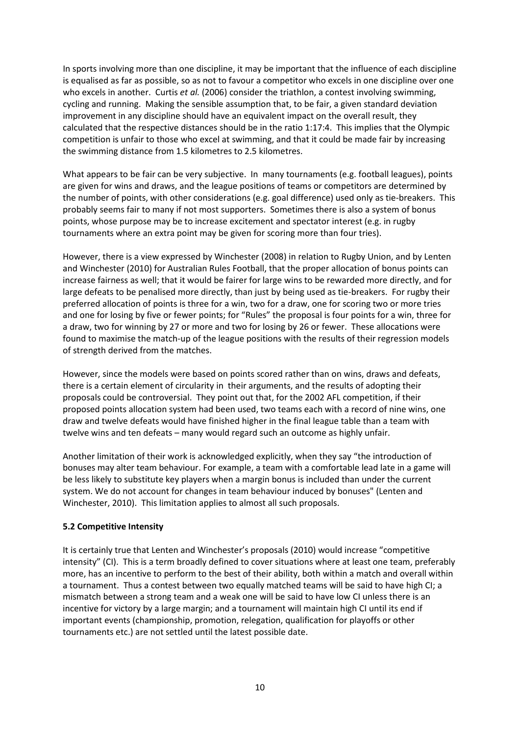In sports involving more than one discipline, it may be important that the influence of each discipline is equalised as far as possible, so as not to favour a competitor who excels in one discipline over one who excels in another. Curtis *et al.* (2006) consider the triathlon, a contest involving swimming, cycling and running. Making the sensible assumption that, to be fair, a given standard deviation improvement in any discipline should have an equivalent impact on the overall result, they calculated that the respective distances should be in the ratio 1:17:4. This implies that the Olympic competition is unfair to those who excel at swimming, and that it could be made fair by increasing the swimming distance from 1.5 kilometres to 2.5 kilometres.

What appears to be fair can be very subjective. In many tournaments (e.g. football leagues), points are given for wins and draws, and the league positions of teams or competitors are determined by the number of points, with other considerations (e.g. goal difference) used only as tie-breakers. This probably seems fair to many if not most supporters. Sometimes there is also a system of bonus points, whose purpose may be to increase excitement and spectator interest (e.g. in rugby tournaments where an extra point may be given for scoring more than four tries).

However, there is a view expressed by Winchester (2008) in relation to Rugby Union, and by Lenten and Winchester (2010) for Australian Rules Football, that the proper allocation of bonus points can increase fairness as well; that it would be fairer for large wins to be rewarded more directly, and for large defeats to be penalised more directly, than just by being used as tie-breakers. For rugby their preferred allocation of points is three for a win, two for a draw, one for scoring two or more tries and one for losing by five or fewer points; for "Rules" the proposal is four points for a win, three for a draw, two for winning by 27 or more and two for losing by 26 or fewer. These allocations were found to maximise the match-up of the league positions with the results of their regression models of strength derived from the matches.

However, since the models were based on points scored rather than on wins, draws and defeats, there is a certain element of circularity in their arguments, and the results of adopting their proposals could be controversial. They point out that, for the 2002 AFL competition, if their proposed points allocation system had been used, two teams each with a record of nine wins, one draw and twelve defeats would have finished higher in the final league table than a team with twelve wins and ten defeats – many would regard such an outcome as highly unfair.

Another limitation of their work is acknowledged explicitly, when they say "the introduction of bonuses may alter team behaviour. For example, a team with a comfortable lead late in a game will be less likely to substitute key players when a margin bonus is included than under the current system. We do not account for changes in team behaviour induced by bonuses" (Lenten and Winchester, 2010). This limitation applies to almost all such proposals.

### 5.2 Competitive Intensity

It is certainly true that Lenten and Winchester's proposals (2010) would increase "competitive intensity" (CI). This is a term broadly defined to cover situations where at least one team, preferably more, has an incentive to perform to the best of their ability, both within a match and overall within a tournament. Thus a contest between two equally matched teams will be said to have high CI; a mismatch between a strong team and a weak one will be said to have low CI unless there is an incentive for victory by a large margin; and a tournament will maintain high CI until its end if important events (championship, promotion, relegation, qualification for playoffs or other tournaments etc.) are not settled until the latest possible date.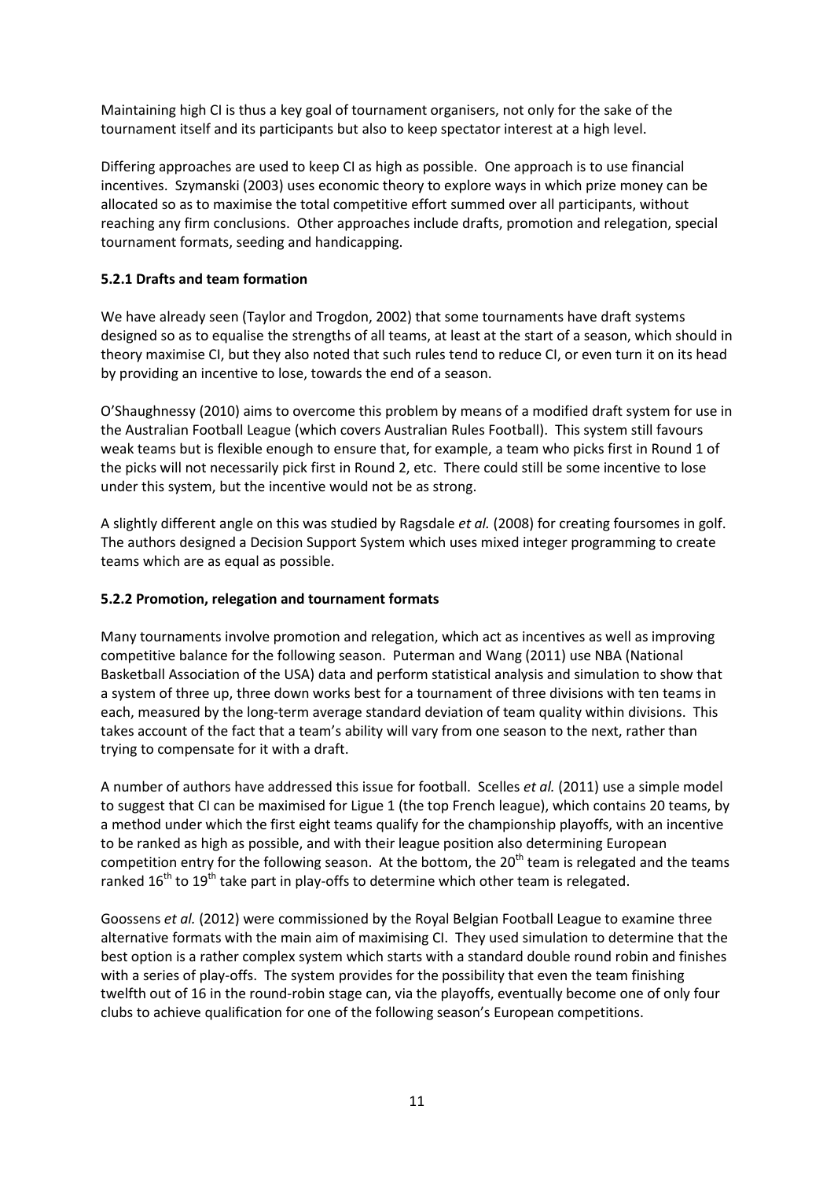Maintaining high CI is thus a key goal of tournament organisers, not only for the sake of the tournament itself and its participants but also to keep spectator interest at a high level.

Differing approaches are used to keep CI as high as possible. One approach is to use financial incentives. Szymanski (2003) uses economic theory to explore ways in which prize money can be allocated so as to maximise the total competitive effort summed over all participants, without reaching any firm conclusions. Other approaches include drafts, promotion and relegation, special tournament formats, seeding and handicapping.

### 5.2.1 Drafts and team formation

We have already seen (Taylor and Trogdon, 2002) that some tournaments have draft systems designed so as to equalise the strengths of all teams, at least at the start of a season, which should in theory maximise CI, but they also noted that such rules tend to reduce CI, or even turn it on its head by providing an incentive to lose, towards the end of a season.

O'Shaughnessy (2010) aims to overcome this problem by means of a modified draft system for use in the Australian Football League (which covers Australian Rules Football). This system still favours weak teams but is flexible enough to ensure that, for example, a team who picks first in Round 1 of the picks will not necessarily pick first in Round 2, etc. There could still be some incentive to lose under this system, but the incentive would not be as strong.

A slightly different angle on this was studied by Ragsdale *et al.* (2008) for creating foursomes in golf. The authors designed a Decision Support System which uses mixed integer programming to create teams which are as equal as possible.

### 5.2.2 Promotion, relegation and tournament formats

Many tournaments involve promotion and relegation, which act as incentives as well as improving competitive balance for the following season. Puterman and Wang (2011) use NBA (National Basketball Association of the USA) data and perform statistical analysis and simulation to show that a system of three up, three down works best for a tournament of three divisions with ten teams in each, measured by the long-term average standard deviation of team quality within divisions. This takes account of the fact that a team's ability will vary from one season to the next, rather than trying to compensate for it with a draft.

A number of authors have addressed this issue for football. Scelles *et al.* (2011) use a simple model to suggest that CI can be maximised for Ligue 1 (the top French league), which contains 20 teams, by a method under which the first eight teams qualify for the championship playoffs, with an incentive to be ranked as high as possible, and with their league position also determining European competition entry for the following season. At the bottom, the 20$^{th}$ team is relegated and the teams ranked 16$^{th}$ to 19$^{th}$ take part in play-offs to determine which other team is relegated.

Goossens *et al.* (2012) were commissioned by the Royal Belgian Football League to examine three alternative formats with the main aim of maximising CI. They used simulation to determine that the best option is a rather complex system which starts with a standard double round robin and finishes with a series of play-offs. The system provides for the possibility that even the team finishing twelfth out of 16 in the round-robin stage can, via the playoffs, eventually become one of only four clubs to achieve qualification for one of the following season's European competitions.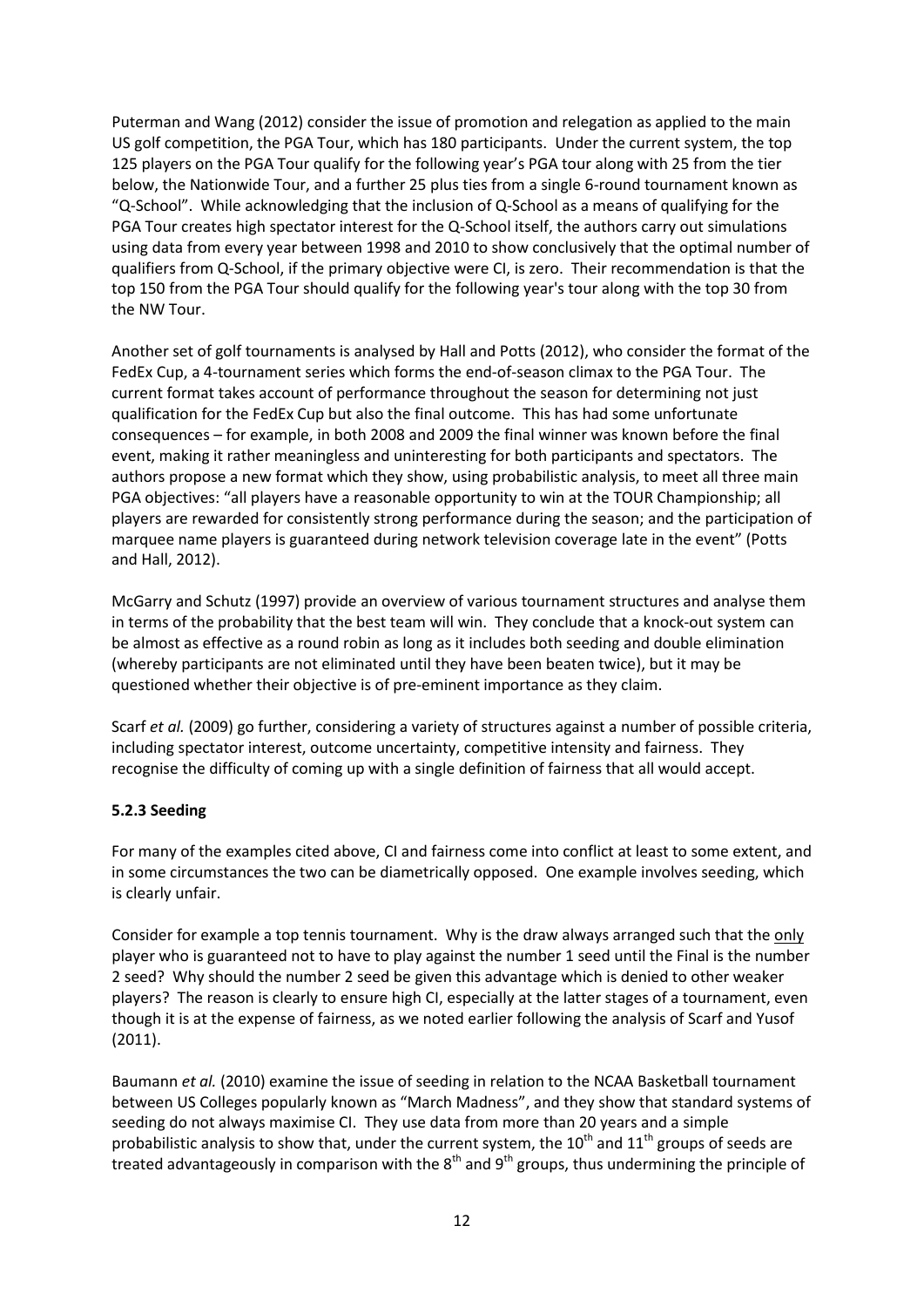Puterman and Wang (2012) consider the issue of promotion and relegation as applied to the main US golf competition, the PGA Tour, which has 180 participants. Under the current system, the top 125 players on the PGA Tour qualify for the following year's PGA tour along with 25 from the tier below, the Nationwide Tour, and a further 25 plus ties from a single 6-round tournament known as "Q-School". While acknowledging that the inclusion of Q-School as a means of qualifying for the PGA Tour creates high spectator interest for the Q-School itself, the authors carry out simulations using data from every year between 1998 and 2010 to show conclusively that the optimal number of qualifiers from Q-School, if the primary objective were CI, is zero. Their recommendation is that the top 150 from the PGA Tour should qualify for the following year's tour along with the top 30 from the NW Tour.

Another set of golf tournaments is analysed by Hall and Potts (2012), who consider the format of the FedEx Cup, a 4-tournament series which forms the end-of-season climax to the PGA Tour. The current format takes account of performance throughout the season for determining not just qualification for the FedEx Cup but also the final outcome. This has had some unfortunate consequences – for example, in both 2008 and 2009 the final winner was known before the final event, making it rather meaningless and uninteresting for both participants and spectators. The authors propose a new format which they show, using probabilistic analysis, to meet all three main PGA objectives: "all players have a reasonable opportunity to win at the TOUR Championship; all players are rewarded for consistently strong performance during the season; and the participation of marquee name players is guaranteed during network television coverage late in the event" (Potts and Hall, 2012).

McGarry and Schutz (1997) provide an overview of various tournament structures and analyse them in terms of the probability that the best team will win. They conclude that a knock-out system can be almost as effective as a round robin as long as it includes both seeding and double elimination (whereby participants are not eliminated until they have been beaten twice), but it may be questioned whether their objective is of pre-eminent importance as they claim.

Scarf *et al.* (2009) go further, considering a variety of structures against a number of possible criteria, including spectator interest, outcome uncertainty, competitive intensity and fairness. They recognise the difficulty of coming up with a single definition of fairness that all would accept.

### 5.2.3 Seeding

For many of the examples cited above, CI and fairness come into conflict at least to some extent, and in some circumstances the two can be diametrically opposed. One example involves seeding, which is clearly unfair.

Consider for example a top tennis tournament. Why is the draw always arranged such that the <u>only</u> player who is guaranteed not to have to play against the number 1 seed until the Final is the number 2 seed? Why should the number 2 seed be given this advantage which is denied to other weaker players? The reason is clearly to ensure high CI, especially at the latter stages of a tournament, even though it is at the expense of fairness, as we noted earlier following the analysis of Scarf and Yusof (2011).

Baumann *et al.* (2010) examine the issue of seeding in relation to the NCAA Basketball tournament between US Colleges popularly known as "March Madness", and they show that standard systems of seeding do not always maximise CI. They use data from more than 20 years and a simple probabilistic analysis to show that, under the current system, the 10$^{th}$ and 11$^{th}$ groups of seeds are treated advantageously in comparison with the 8$^{th}$ and 9$^{th}$ groups, thus undermining the principle of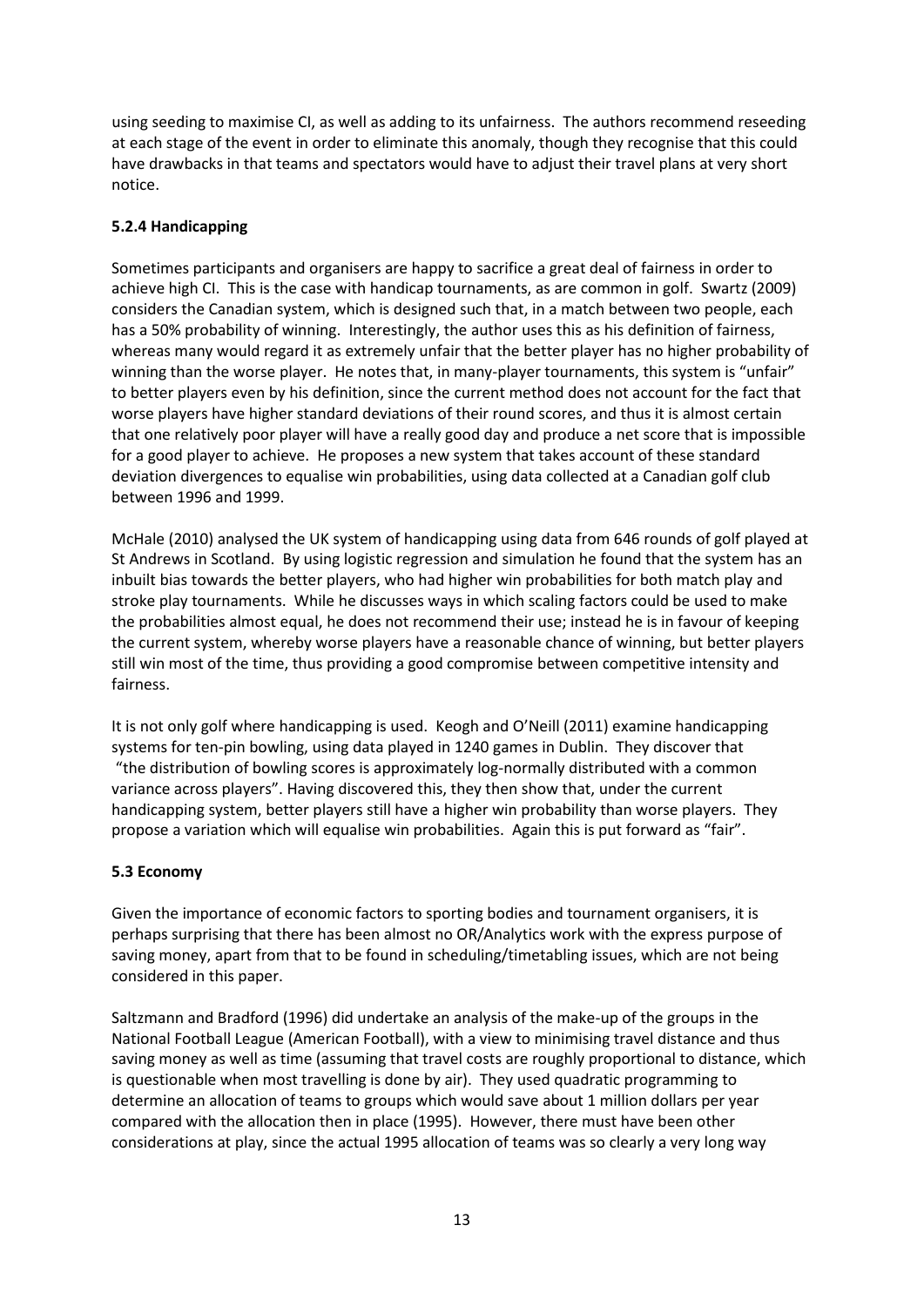using seeding to maximise CI, as well as adding to its unfairness. The authors recommend reseeding at each stage of the event in order to eliminate this anomaly, though they recognise that this could have drawbacks in that teams and spectators would have to adjust their travel plans at very short notice.

### 5.2.4 Handicapping

Sometimes participants and organisers are happy to sacrifice a great deal of fairness in order to achieve high CI. This is the case with handicap tournaments, as are common in golf. Swartz (2009) considers the Canadian system, which is designed such that, in a match between two people, each has a 50% probability of winning. Interestingly, the author uses this as his definition of fairness, whereas many would regard it as extremely unfair that the better player has no higher probability of winning than the worse player. He notes that, in many-player tournaments, this system is "unfair" to better players even by his definition, since the current method does not account for the fact that worse players have higher standard deviations of their round scores, and thus it is almost certain that one relatively poor player will have a really good day and produce a net score that is impossible for a good player to achieve. He proposes a new system that takes account of these standard deviation divergences to equalise win probabilities, using data collected at a Canadian golf club between 1996 and 1999.

McHale (2010) analysed the UK system of handicapping using data from 646 rounds of golf played at St Andrews in Scotland. By using logistic regression and simulation he found that the system has an inbuilt bias towards the better players, who had higher win probabilities for both match play and stroke play tournaments. While he discusses ways in which scaling factors could be used to make the probabilities almost equal, he does not recommend their use; instead he is in favour of keeping the current system, whereby worse players have a reasonable chance of winning, but better players still win most of the time, thus providing a good compromise between competitive intensity and fairness.

It is not only golf where handicapping is used. Keogh and O'Neill (2011) examine handicapping systems for ten-pin bowling, using data played in 1240 games in Dublin. They discover that "the distribution of bowling scores is approximately log-normally distributed with a common variance across players". Having discovered this, they then show that, under the current handicapping system, better players still have a higher win probability than worse players. They propose a variation which will equalise win probabilities. Again this is put forward as "fair".

### 5.3 Economy

Given the importance of economic factors to sporting bodies and tournament organisers, it is perhaps surprising that there has been almost no OR/Analytics work with the express purpose of saving money, apart from that to be found in scheduling/timetabling issues, which are not being considered in this paper.

Saltzmann and Bradford (1996) did undertake an analysis of the make-up of the groups in the National Football League (American Football), with a view to minimising travel distance and thus saving money as well as time (assuming that travel costs are roughly proportional to distance, which is questionable when most travelling is done by air). They used quadratic programming to determine an allocation of teams to groups which would save about 1 million dollars per year compared with the allocation then in place (1995). However, there must have been other considerations at play, since the actual 1995 allocation of teams was so clearly a very long way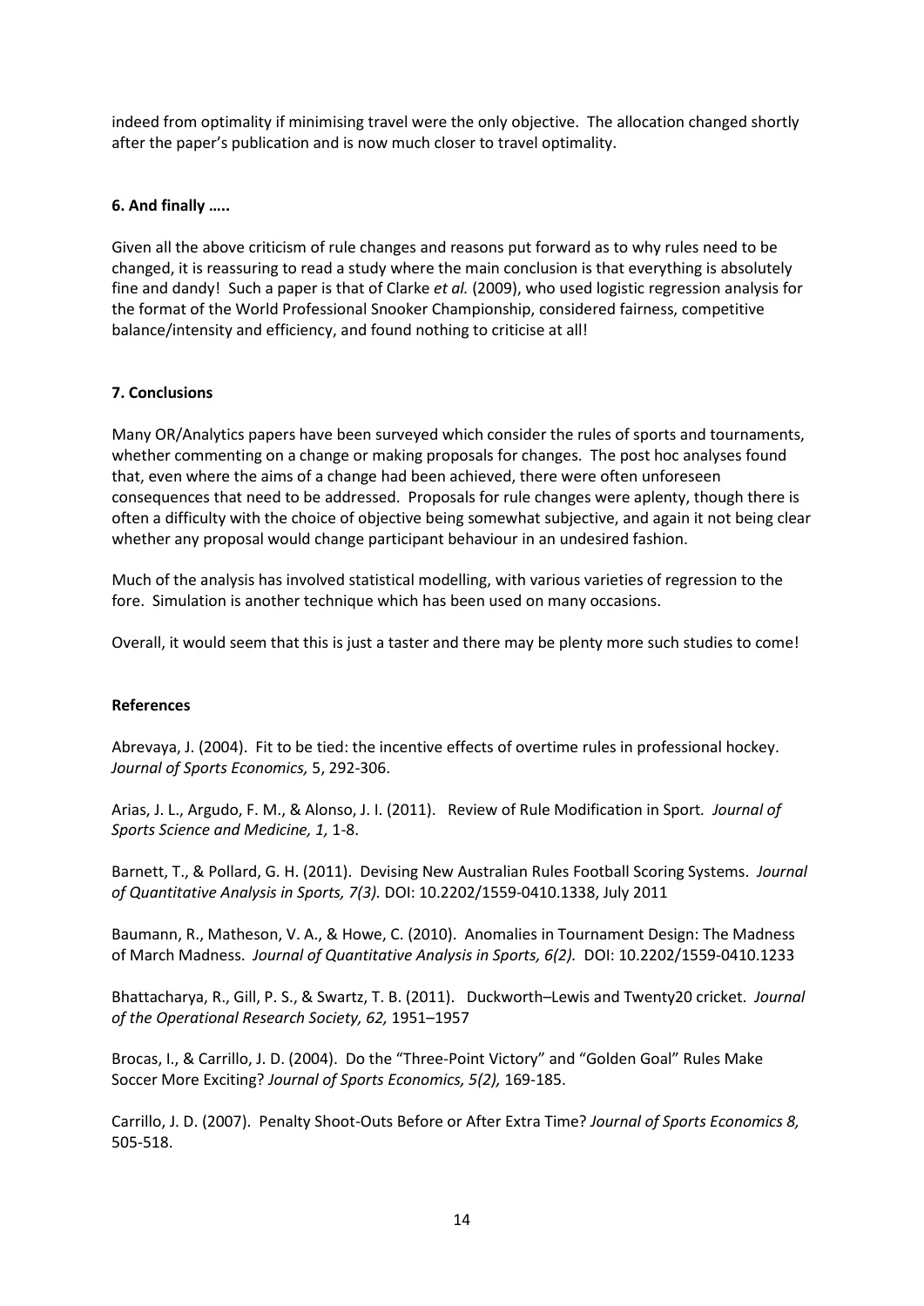indeed from optimality if minimising travel were the only objective. The allocation changed shortly after the paper's publication and is now much closer to travel optimality.

### 6. And finally …..

Given all the above criticism of rule changes and reasons put forward as to why rules need to be changed, it is reassuring to read a study where the main conclusion is that everything is absolutely fine and dandy! Such a paper is that of Clarke *et al.* (2009), who used logistic regression analysis for the format of the World Professional Snooker Championship, considered fairness, competitive balance/intensity and efficiency, and found nothing to criticise at all!

### 7. Conclusions

Many OR/Analytics papers have been surveyed which consider the rules of sports and tournaments, whether commenting on a change or making proposals for changes. The post hoc analyses found that, even where the aims of a change had been achieved, there were often unforeseen consequences that need to be addressed. Proposals for rule changes were aplenty, though there is often a difficulty with the choice of objective being somewhat subjective, and again it not being clear whether any proposal would change participant behaviour in an undesired fashion.

Much of the analysis has involved statistical modelling, with various varieties of regression to the fore. Simulation is another technique which has been used on many occasions.

Overall, it would seem that this is just a taster and there may be plenty more such studies to come!

### References

Abrevaya, J. (2004). Fit to be tied: the incentive effects of overtime rules in professional hockey. *Journal of Sports Economics,* 5, 292-306.

Arias, J. L., Argudo, F. M., & Alonso, J. I. (2011). Review of Rule Modification in Sport. *Journal of Sports Science and Medicine, 1,* 1-8.

Barnett, T., & Pollard, G. H. (2011). Devising New Australian Rules Football Scoring Systems. *Journal of Quantitative Analysis in Sports, 7(3).* DOI: 10.2202/1559-0410.1338, July 2011

Baumann, R., Matheson, V. A., & Howe, C. (2010). Anomalies in Tournament Design: The Madness of March Madness. *Journal of Quantitative Analysis in Sports, 6(2).* DOI: 10.2202/1559-0410.1233

Bhattacharya, R., Gill, P. S., & Swartz, T. B. (2011). Duckworth–Lewis and Twenty20 cricket. *Journal of the Operational Research Society, 62,* 1951–1957

Brocas, I., & Carrillo, J. D. (2004). Do the "Three-Point Victory" and "Golden Goal" Rules Make Soccer More Exciting? *Journal of Sports Economics, 5(2),* 169-185.

Carrillo, J. D. (2007). Penalty Shoot-Outs Before or After Extra Time? *Journal of Sports Economics 8,* 505-518.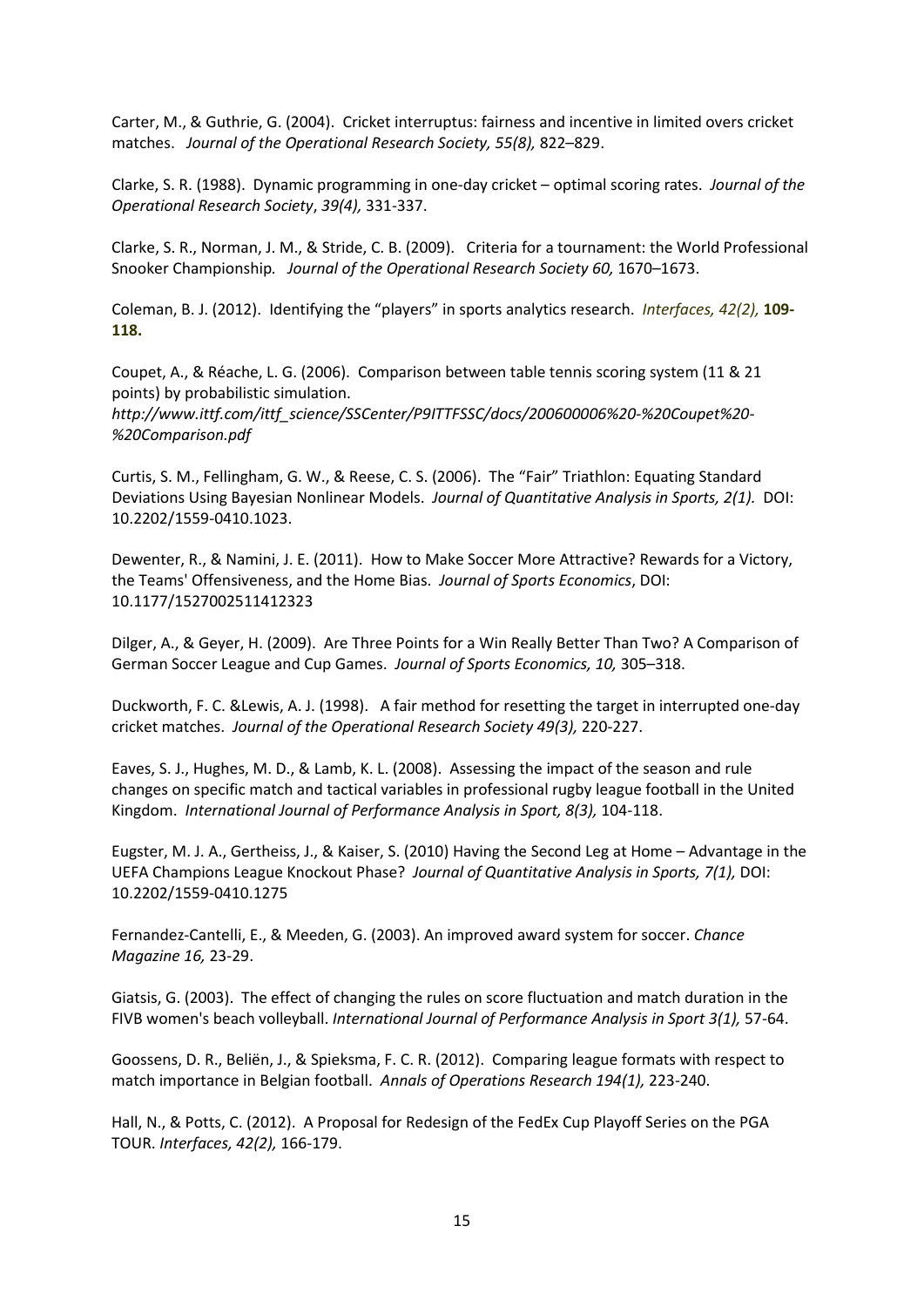Carter, M., & Guthrie, G. (2004). Cricket interruptus: fairness and incentive in limited overs cricket matches. *Journal of the Operational Research Society, 55(8),* 822–829.

Clarke, S. R. (1988). Dynamic programming in one-day cricket – optimal scoring rates. *Journal of the Operational Research Society*, *39(4),* 331-337.

Clarke, S. R., Norman, J. M., & Stride, C. B. (2009). Criteria for a tournament: the World Professional Snooker Championship*. Journal of the Operational Research Society 60,* 1670–1673.

Coleman, B. J. (2012). Identifying the "players" in sports analytics research. *Interfaces, 42(2),* **109-118.**

Coupet, A., & Réache, L. G. (2006). Comparison between table tennis scoring system (11 & 21 points) by probabilistic simulation. *http://www.ittf.com/ittf_science/SSCenter/P9ITTFSSC/docs/200600006%20-%20Coupet%20-%20Comparison.pdf*

Curtis, S. M., Fellingham, G. W., & Reese, C. S. (2006). The "Fair" Triathlon: Equating Standard Deviations Using Bayesian Nonlinear Models. *Journal of Quantitative Analysis in Sports, 2(1).* DOI: 10.2202/1559-0410.1023.

Dewenter, R., & Namini, J. E. (2011). How to Make Soccer More Attractive? Rewards for a Victory, the Teams' Offensiveness, and the Home Bias. *Journal of Sports Economics*, DOI: 10.1177/1527002511412323

Dilger, A., & Geyer, H. (2009). Are Three Points for a Win Really Better Than Two? A Comparison of German Soccer League and Cup Games. *Journal of Sports Economics, 10,* 305–318.

Duckworth, F. C. &Lewis, A. J. (1998). A fair method for resetting the target in interrupted one-day cricket matches. *Journal of the Operational Research Society 49(3),* 220-227.

Eaves, S. J., Hughes, M. D., & Lamb, K. L. (2008). Assessing the impact of the season and rule changes on specific match and tactical variables in professional rugby league football in the United Kingdom. *International Journal of Performance Analysis in Sport, 8(3),* 104-118.

Eugster, M. J. A., Gertheiss, J., & Kaiser, S. (2010) Having the Second Leg at Home – Advantage in the UEFA Champions League Knockout Phase? *Journal of Quantitative Analysis in Sports, 7(1),* DOI: 10.2202/1559-0410.1275

Fernandez-Cantelli, E., & Meeden, G. (2003). An improved award system for soccer. *Chance Magazine 16,* 23-29.

Giatsis, G. (2003). The effect of changing the rules on score fluctuation and match duration in the FIVB women's beach volleyball. *International Journal of Performance Analysis in Sport 3(1),* 57-64.

Goossens, D. R., Beliën, J., & Spieksma, F. C. R. (2012). Comparing league formats with respect to match importance in Belgian football. *Annals of Operations Research 194(1),* 223-240.

Hall, N., & Potts, C. (2012). A Proposal for Redesign of the FedEx Cup Playoff Series on the PGA TOUR. *Interfaces, 42(2),* 166-179.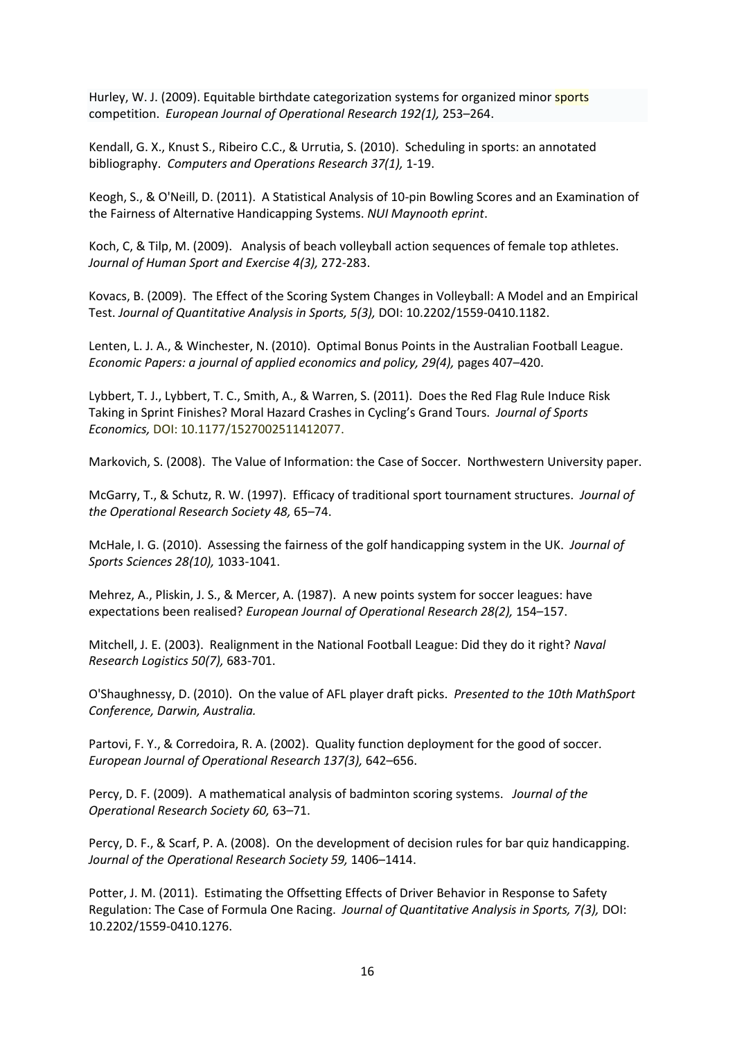Hurley, W. J. (2009). Equitable birthdate categorization systems for organized minor sports competition. *European Journal of Operational Research 192(1),* 253–264.

Kendall, G. X., Knust S., Ribeiro C.C., & Urrutia, S. (2010). Scheduling in sports: an annotated bibliography. *Computers and Operations Research 37(1),* 1-19.

Keogh, S., & O'Neill, D. (2011). A Statistical Analysis of 10-pin Bowling Scores and an Examination of the Fairness of Alternative Handicapping Systems. *NUI Maynooth eprint*.

Koch, C, & Tilp, M. (2009). Analysis of beach volleyball action sequences of female top athletes. *Journal of Human Sport and Exercise 4(3),* 272-283.

Kovacs, B. (2009). The Effect of the Scoring System Changes in Volleyball: A Model and an Empirical Test. *Journal of Quantitative Analysis in Sports, 5(3),* DOI: 10.2202/1559-0410.1182.

Lenten, L. J. A., & Winchester, N. (2010). Optimal Bonus Points in the Australian Football League. *Economic Papers: a journal of applied economics and policy, 29(4),* pages 407–420.

Lybbert, T. J., Lybbert, T. C., Smith, A., & Warren, S. (2011). Does the Red Flag Rule Induce Risk Taking in Sprint Finishes? Moral Hazard Crashes in Cycling's Grand Tours. *Journal of Sports Economics,* DOI: 10.1177/1527002511412077.

Markovich, S. (2008). The Value of Information: the Case of Soccer. Northwestern University paper.

McGarry, T., & Schutz, R. W. (1997). Efficacy of traditional sport tournament structures. *Journal of the Operational Research Society 48,* 65–74.

McHale, I. G. (2010). Assessing the fairness of the golf handicapping system in the UK. *Journal of Sports Sciences 28(10),* 1033-1041.

Mehrez, A., Pliskin, J. S., & Mercer, A. (1987). A new points system for soccer leagues: have expectations been realised? *European Journal of Operational Research 28(2),* 154–157.

Mitchell, J. E. (2003). Realignment in the National Football League: Did they do it right? *Naval Research Logistics 50(7),* 683-701.

O'Shaughnessy, D. (2010). On the value of AFL player draft picks. *Presented to the 10th MathSport Conference, Darwin, Australia.*

Partovi, F. Y., & Corredoira, R. A. (2002). Quality function deployment for the good of soccer. *European Journal of Operational Research 137(3),* 642–656.

Percy, D. F. (2009). A mathematical analysis of badminton scoring systems. *Journal of the Operational Research Society 60,* 63–71.

Percy, D. F., & Scarf, P. A. (2008). On the development of decision rules for bar quiz handicapping. *Journal of the Operational Research Society 59,* 1406–1414.

Potter, J. M. (2011). Estimating the Offsetting Effects of Driver Behavior in Response to Safety Regulation: The Case of Formula One Racing. *Journal of Quantitative Analysis in Sports, 7(3),* DOI: 10.2202/1559-0410.1276.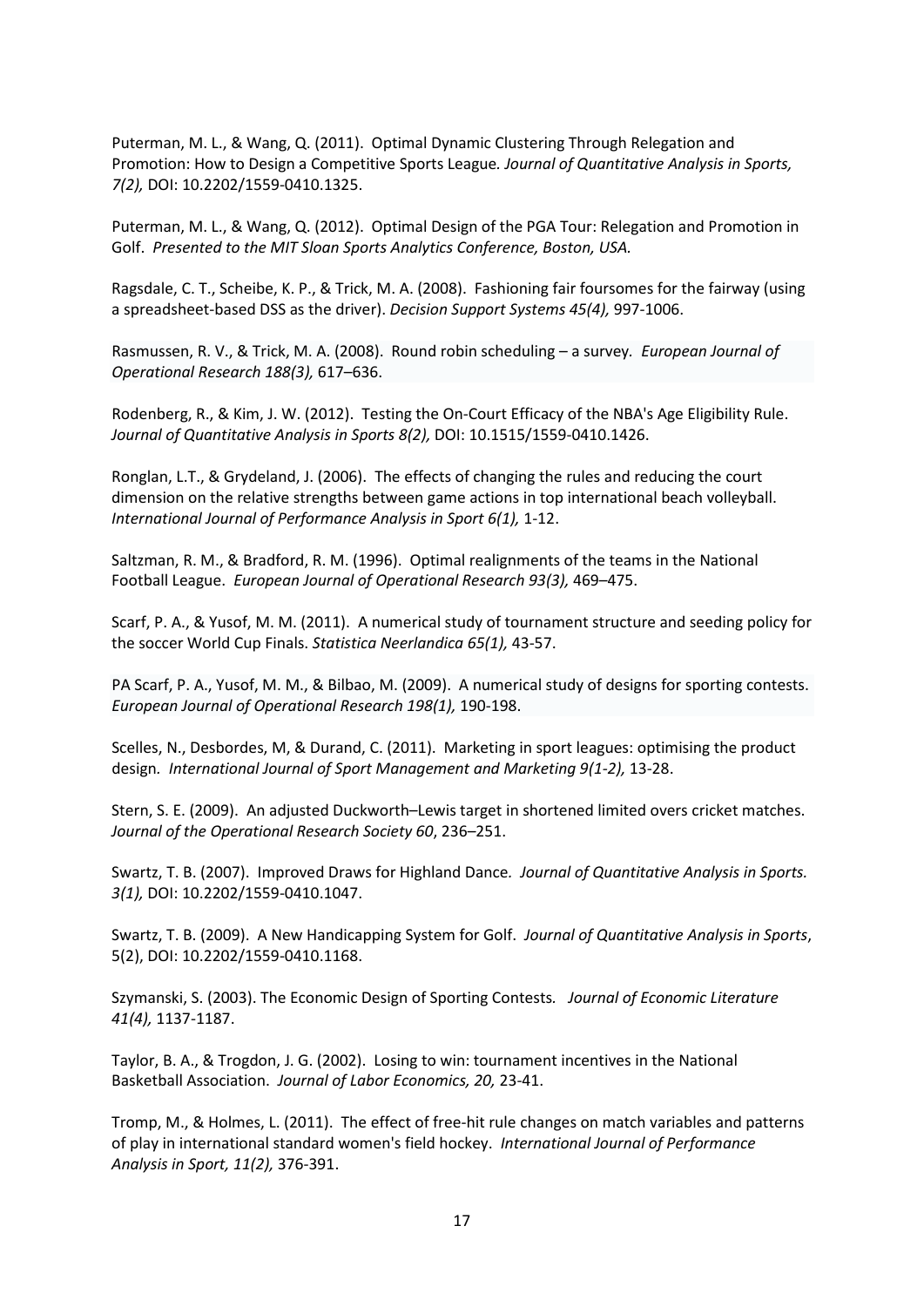Puterman, M. L., & Wang, Q. (2011). Optimal Dynamic Clustering Through Relegation and Promotion: How to Design a Competitive Sports League*. Journal of Quantitative Analysis in Sports, 7(2),* DOI: 10.2202/1559-0410.1325.

Puterman, M. L., & Wang, Q. (2012). Optimal Design of the PGA Tour: Relegation and Promotion in Golf. *Presented to the MIT Sloan Sports Analytics Conference, Boston, USA.*

Ragsdale, C. T., Scheibe, K. P., & Trick, M. A. (2008). Fashioning fair foursomes for the fairway (using a spreadsheet-based DSS as the driver). *Decision Support Systems 45(4),* 997-1006.

Rasmussen, R. V., & Trick, M. A. (2008). Round robin scheduling – a survey*. European Journal of Operational Research 188(3),* 617–636.

Rodenberg, R., & Kim, J. W. (2012). Testing the On-Court Efficacy of the NBA's Age Eligibility Rule. *Journal of Quantitative Analysis in Sports 8(2),* DOI: 10.1515/1559-0410.1426.

Ronglan, L.T., & Grydeland, J. (2006). The effects of changing the rules and reducing the court dimension on the relative strengths between game actions in top international beach volleyball. *International Journal of Performance Analysis in Sport 6(1),* 1-12.

Saltzman, R. M., & Bradford, R. M. (1996). Optimal realignments of the teams in the National Football League. *European Journal of Operational Research 93(3),* 469–475.

Scarf, P. A., & Yusof, M. M. (2011). A numerical study of tournament structure and seeding policy for the soccer World Cup Finals. *Statistica Neerlandica 65(1),* 43-57.

PA Scarf, P. A., Yusof, M. M., & Bilbao, M. (2009). A numerical study of designs for sporting contests. *European Journal of Operational Research 198(1),* 190-198.

Scelles, N., Desbordes, M, & Durand, C. (2011). Marketing in sport leagues: optimising the product design*. International Journal of Sport Management and Marketing 9(1-2),* 13-28.

Stern, S. E. (2009). An adjusted Duckworth–Lewis target in shortened limited overs cricket matches. *Journal of the Operational Research Society 60*, 236–251.

Swartz, T. B. (2007). Improved Draws for Highland Dance*. Journal of Quantitative Analysis in Sports. 3(1),* DOI: 10.2202/1559-0410.1047.

Swartz, T. B. (2009). A New Handicapping System for Golf. *Journal of Quantitative Analysis in Sports*, 5(2), DOI: 10.2202/1559-0410.1168.

Szymanski, S. (2003). The Economic Design of Sporting Contests*. Journal of Economic Literature 41(4),* 1137-1187.

Taylor, B. A., & Trogdon, J. G. (2002). Losing to win: tournament incentives in the National Basketball Association. *Journal of Labor Economics, 20,* 23-41.

Tromp, M., & Holmes, L. (2011). The effect of free-hit rule changes on match variables and patterns of play in international standard women's field hockey. *International Journal of Performance Analysis in Sport, 11(2),* 376-391.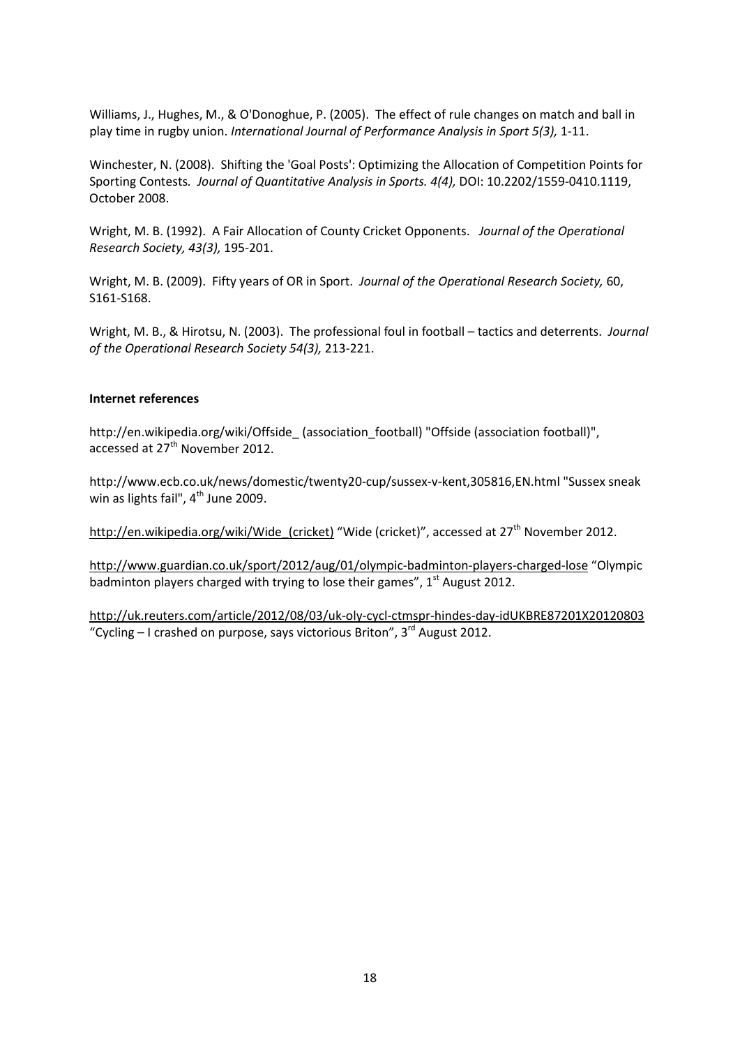Williams, J., Hughes, M., & O'Donoghue, P. (2005). The effect of rule changes on match and ball in play time in rugby union. *International Journal of Performance Analysis in Sport 5(3),* 1-11.

Winchester, N. (2008). Shifting the 'Goal Posts': Optimizing the Allocation of Competition Points for Sporting Contests. *Journal of Quantitative Analysis in Sports. 4(4),* DOI: 10.2202/1559-0410.1119, October 2008.

Wright, M. B. (1992). A Fair Allocation of County Cricket Opponents. *Journal of the Operational Research Society, 43(3),* 195-201.

Wright, M. B. (2009). Fifty years of OR in Sport. *Journal of the Operational Research Society,* 60, S161-S168.

Wright, M. B., & Hirotsu, N. (2003). The professional foul in football – tactics and deterrents. *Journal of the Operational Research Society 54(3),* 213-221.

**Internet references**

http://en.wikipedia.org/wiki/Offside_ (association_football) "Offside (association football)", accessed at 27th November 2012.

http://www.ecb.co.uk/news/domestic/twenty20-cup/sussex-v-kent,305816,EN.html "Sussex sneak win as lights fail", 4th June 2009.

http://en.wikipedia.org/wiki/Wide_(cricket) "Wide (cricket)", accessed at 27th November 2012.

http://www.guardian.co.uk/sport/2012/aug/01/olympic-badminton-players-charged-lose "Olympic badminton players charged with trying to lose their games", 1st August 2012.

http://uk.reuters.com/article/2012/08/03/uk-oly-cycl-ctmspr-hindes-day-idUKBRE87201X20120803 "Cycling – I crashed on purpose, says victorious Briton", 3rd August 2012.